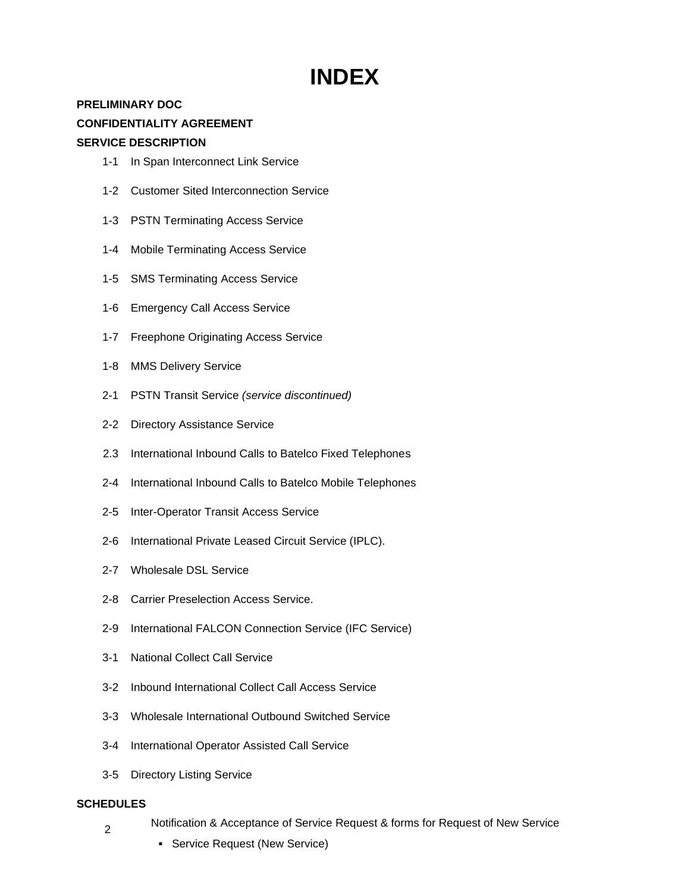# INDEX

**PRELIMINARY DOC**

**CONFIDENTIALITY AGREEMENT**

**SERVICE DESCRIPTION**

- 1-1 In Span Interconnect Link Service
- 1-2 Customer Sited Interconnection Service
- 1-3 PSTN Terminating Access Service
- 1-4 Mobile Terminating Access Service
- 1-5 SMS Terminating Access Service
- 1-6 Emergency Call Access Service
- 1-7 Freephone Originating Access Service
- 1-8 MMS Delivery Service
- 2-1 PSTN Transit Service *(service discontinued)*
- 2-2 Directory Assistance Service
- 2.3 International Inbound Calls to Batelco Fixed Telephones
- 2-4 International Inbound Calls to Batelco Mobile Telephones
- 2-5 Inter-Operator Transit Access Service
- 2-6 International Private Leased Circuit Service (IPLC).
- 2-7 Wholesale DSL Service
- 2-8 Carrier Preselection Access Service.
- 2-9 International FALCON Connection Service (IFC Service)
- 3-1 National Collect Call Service
- 3-2 Inbound International Collect Call Access Service
- 3-3 Wholesale International Outbound Switched Service
- 3-4 International Operator Assisted Call Service
- 3-5 Directory Listing Service

**SCHEDULES**

2 Notification & Acceptance of Service Request & forms for Request of New Service

- Service Request (New Service)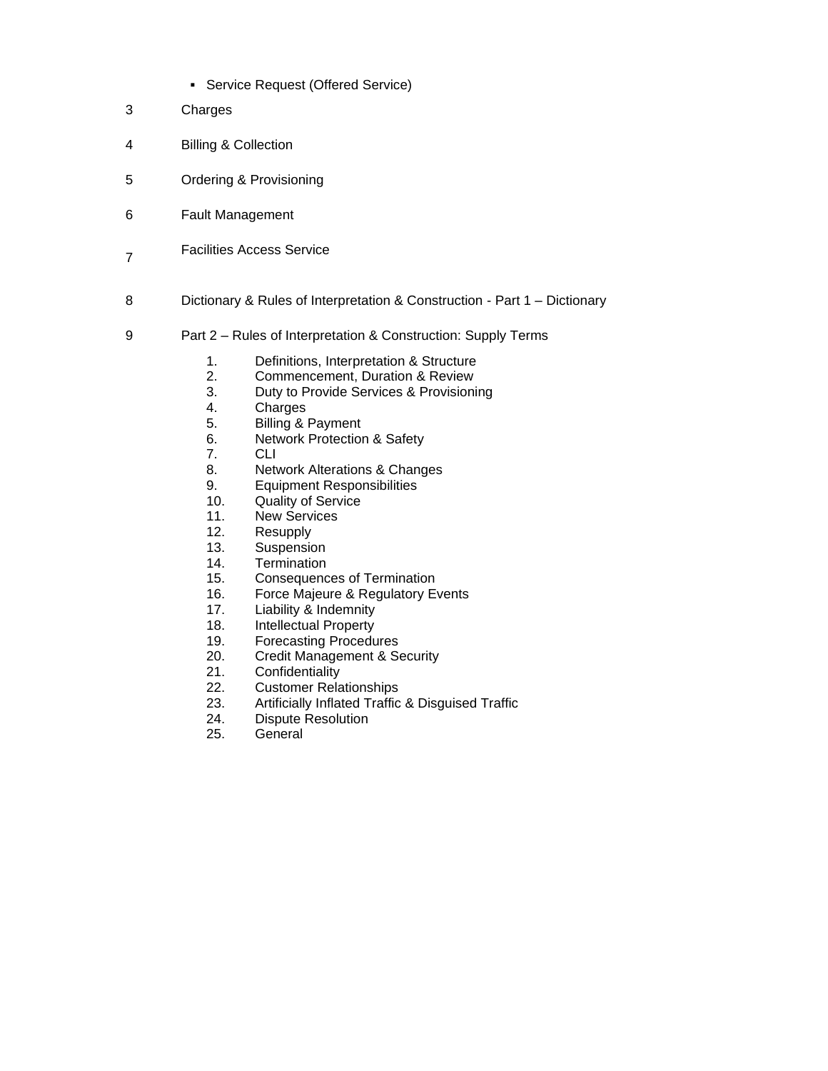- Service Request (Offered Service)

3 Charges

4 Billing & Collection

5 Ordering & Provisioning

6 Fault Management

7 Facilities Access Service

8 Dictionary & Rules of Interpretation & Construction - Part 1 – Dictionary

9 Part 2 – Rules of Interpretation & Construction: Supply Terms

1. Definitions, Interpretation & Structure
2. Commencement, Duration & Review
3. Duty to Provide Services & Provisioning
4. Charges
5. Billing & Payment
6. Network Protection & Safety
7. CLI
8. Network Alterations & Changes
9. Equipment Responsibilities
10. Quality of Service
11. New Services
12. Resupply
13. Suspension
14. Termination
15. Consequences of Termination
16. Force Majeure & Regulatory Events
17. Liability & Indemnity
18. Intellectual Property
19. Forecasting Procedures
20. Credit Management & Security
21. Confidentiality
22. Customer Relationships
23. Artificially Inflated Traffic & Disguised Traffic
24. Dispute Resolution
25. General